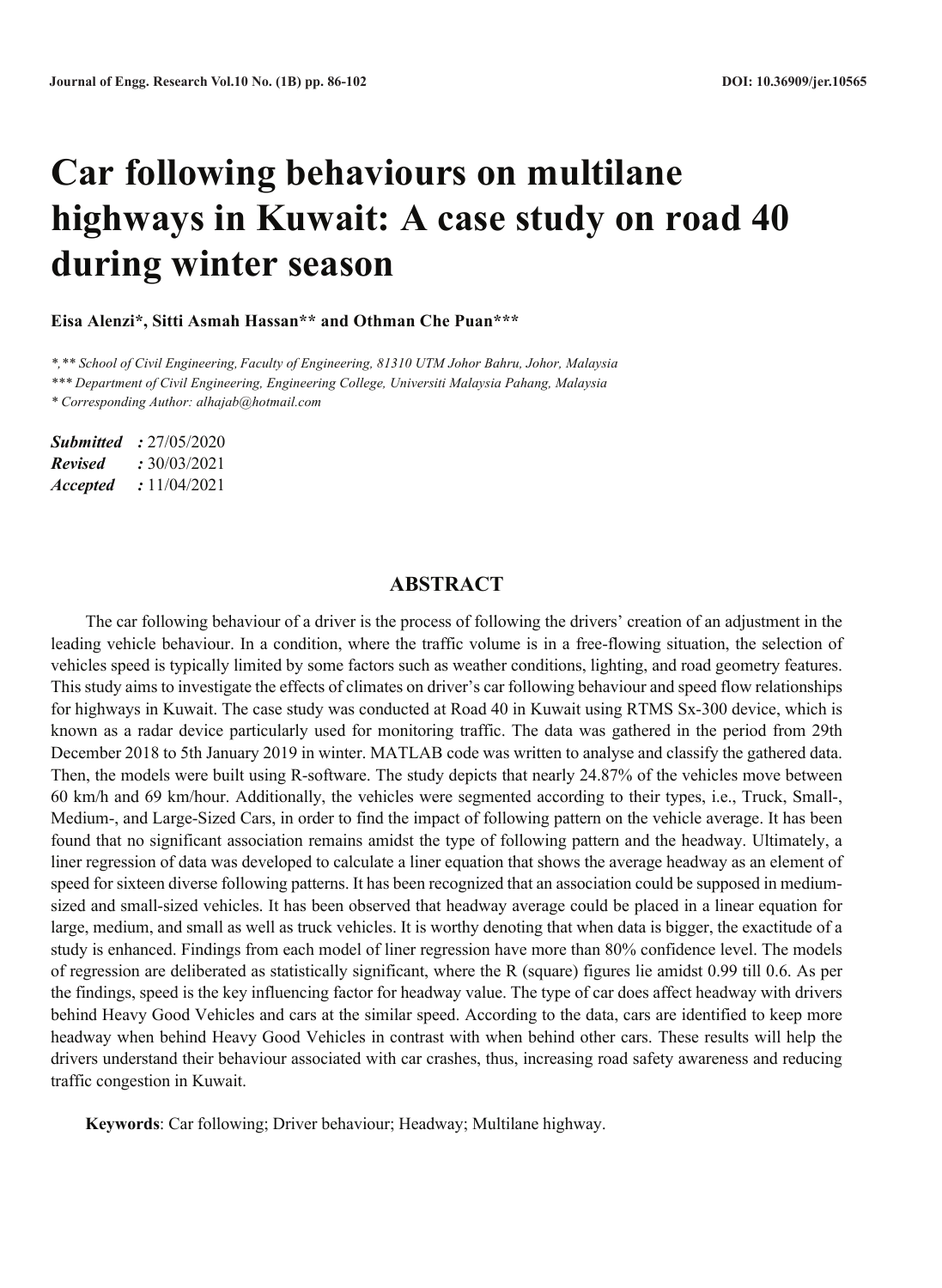# Car following behaviours on multilane highways in Kuwait: A case study on road 40 during winter season

**Eisa Alenzi*, Sitti Asmah Hassan** and Othman Che Puan*****

*\*,\*\* School of Civil Engineering, Faculty of Engineering, 81310 UTM Johor Bahru, Johor, Malaysia*

*\*\*\* Department of Civil Engineering, Engineering College, Universiti Malaysia Pahang, Malaysia*

*\* Corresponding Author: alhajab@hotmail.com*

***Submitted*** ***:*** 27/05/2020
***Revised*** ***:*** 30/03/2021
***Accepted*** ***:*** 11/04/2021

## ABSTRACT

The car following behaviour of a driver is the process of following the drivers' creation of an adjustment in the leading vehicle behaviour. In a condition, where the traffic volume is in a free-flowing situation, the selection of vehicles speed is typically limited by some factors such as weather conditions, lighting, and road geometry features. This study aims to investigate the effects of climates on driver's car following behaviour and speed flow relationships for highways in Kuwait. The case study was conducted at Road 40 in Kuwait using RTMS Sx-300 device, which is known as a radar device particularly used for monitoring traffic. The data was gathered in the period from 29th December 2018 to 5th January 2019 in winter. MATLAB code was written to analyse and classify the gathered data. Then, the models were built using R-software. The study depicts that nearly 24.87% of the vehicles move between 60 km/h and 69 km/hour. Additionally, the vehicles were segmented according to their types, i.e., Truck, Small-, Medium-, and Large-Sized Cars, in order to find the impact of following pattern on the vehicle average. It has been found that no significant association remains amidst the type of following pattern and the headway. Ultimately, a liner regression of data was developed to calculate a liner equation that shows the average headway as an element of speed for sixteen diverse following patterns. It has been recognized that an association could be supposed in medium-sized and small-sized vehicles. It has been observed that headway average could be placed in a linear equation for large, medium, and small as well as truck vehicles. It is worthy denoting that when data is bigger, the exactitude of a study is enhanced. Findings from each model of liner regression have more than 80% confidence level. The models of regression are deliberated as statistically significant, where the R (square) figures lie amidst 0.99 till 0.6. As per the findings, speed is the key influencing factor for headway value. The type of car does affect headway with drivers behind Heavy Good Vehicles and cars at the similar speed. According to the data, cars are identified to keep more headway when behind Heavy Good Vehicles in contrast with when behind other cars. These results will help the drivers understand their behaviour associated with car crashes, thus, increasing road safety awareness and reducing traffic congestion in Kuwait.

**Keywords**: Car following; Driver behaviour; Headway; Multilane highway.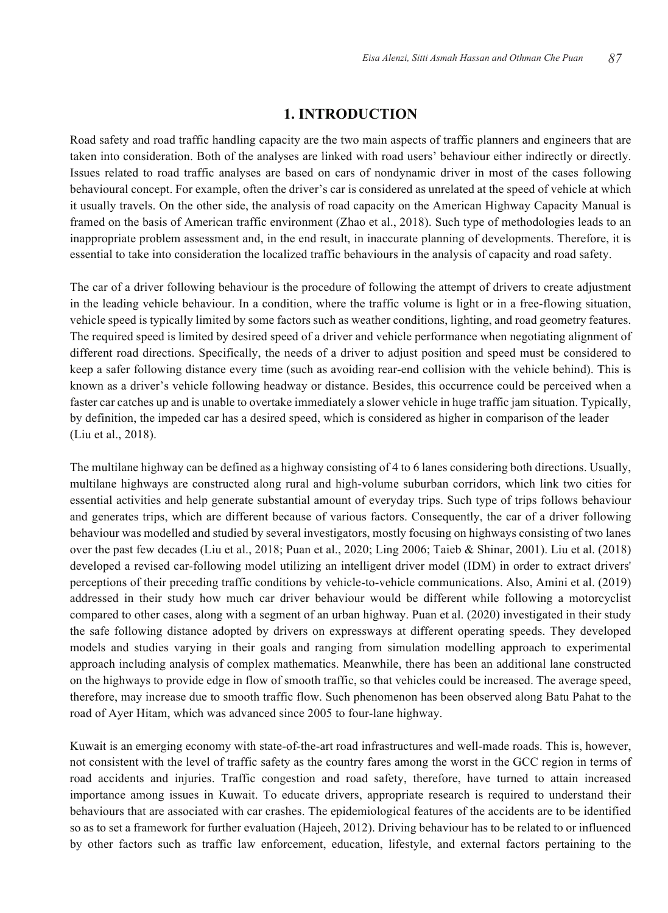# 1. INTRODUCTION

Road safety and road traffic handling capacity are the two main aspects of traffic planners and engineers that are taken into consideration. Both of the analyses are linked with road users' behaviour either indirectly or directly. Issues related to road traffic analyses are based on cars of nondynamic driver in most of the cases following behavioural concept. For example, often the driver's car is considered as unrelated at the speed of vehicle at which it usually travels. On the other side, the analysis of road capacity on the American Highway Capacity Manual is framed on the basis of American traffic environment (Zhao et al., 2018). Such type of methodologies leads to an inappropriate problem assessment and, in the end result, in inaccurate planning of developments. Therefore, it is essential to take into consideration the localized traffic behaviours in the analysis of capacity and road safety.

The car of a driver following behaviour is the procedure of following the attempt of drivers to create adjustment in the leading vehicle behaviour. In a condition, where the traffic volume is light or in a free-flowing situation, vehicle speed is typically limited by some factors such as weather conditions, lighting, and road geometry features. The required speed is limited by desired speed of a driver and vehicle performance when negotiating alignment of different road directions. Specifically, the needs of a driver to adjust position and speed must be considered to keep a safer following distance every time (such as avoiding rear-end collision with the vehicle behind). This is known as a driver's vehicle following headway or distance. Besides, this occurrence could be perceived when a faster car catches up and is unable to overtake immediately a slower vehicle in huge traffic jam situation. Typically, by definition, the impeded car has a desired speed, which is considered as higher in comparison of the leader (Liu et al., 2018).

The multilane highway can be defined as a highway consisting of 4 to 6 lanes considering both directions. Usually, multilane highways are constructed along rural and high-volume suburban corridors, which link two cities for essential activities and help generate substantial amount of everyday trips. Such type of trips follows behaviour and generates trips, which are different because of various factors. Consequently, the car of a driver following behaviour was modelled and studied by several investigators, mostly focusing on highways consisting of two lanes over the past few decades (Liu et al., 2018; Puan et al., 2020; Ling 2006; Taieb & Shinar, 2001). Liu et al. (2018) developed a revised car-following model utilizing an intelligent driver model (IDM) in order to extract drivers' perceptions of their preceding traffic conditions by vehicle-to-vehicle communications. Also, Amini et al. (2019) addressed in their study how much car driver behaviour would be different while following a motorcyclist compared to other cases, along with a segment of an urban highway. Puan et al. (2020) investigated in their study the safe following distance adopted by drivers on expressways at different operating speeds. They developed models and studies varying in their goals and ranging from simulation modelling approach to experimental approach including analysis of complex mathematics. Meanwhile, there has been an additional lane constructed on the highways to provide edge in flow of smooth traffic, so that vehicles could be increased. The average speed, therefore, may increase due to smooth traffic flow. Such phenomenon has been observed along Batu Pahat to the road of Ayer Hitam, which was advanced since 2005 to four-lane highway.

Kuwait is an emerging economy with state-of-the-art road infrastructures and well-made roads. This is, however, not consistent with the level of traffic safety as the country fares among the worst in the GCC region in terms of road accidents and injuries. Traffic congestion and road safety, therefore, have turned to attain increased importance among issues in Kuwait. To educate drivers, appropriate research is required to understand their behaviours that are associated with car crashes. The epidemiological features of the accidents are to be identified so as to set a framework for further evaluation (Hajeeh, 2012). Driving behaviour has to be related to or influenced by other factors such as traffic law enforcement, education, lifestyle, and external factors pertaining to the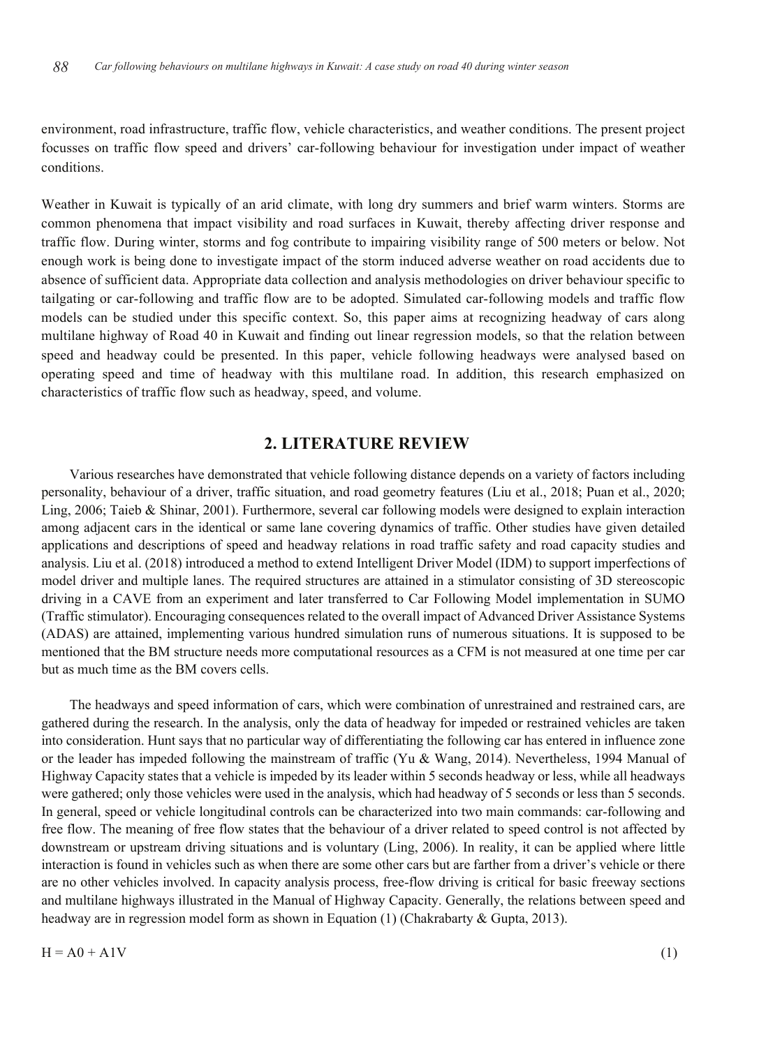environment, road infrastructure, traffic flow, vehicle characteristics, and weather conditions. The present project focusses on traffic flow speed and drivers' car-following behaviour for investigation under impact of weather conditions.

Weather in Kuwait is typically of an arid climate, with long dry summers and brief warm winters. Storms are common phenomena that impact visibility and road surfaces in Kuwait, thereby affecting driver response and traffic flow. During winter, storms and fog contribute to impairing visibility range of 500 meters or below. Not enough work is being done to investigate impact of the storm induced adverse weather on road accidents due to absence of sufficient data. Appropriate data collection and analysis methodologies on driver behaviour specific to tailgating or car-following and traffic flow are to be adopted. Simulated car-following models and traffic flow models can be studied under this specific context. So, this paper aims at recognizing headway of cars along multilane highway of Road 40 in Kuwait and finding out linear regression models, so that the relation between speed and headway could be presented. In this paper, vehicle following headways were analysed based on operating speed and time of headway with this multilane road. In addition, this research emphasized on characteristics of traffic flow such as headway, speed, and volume.

## 2. LITERATURE REVIEW

Various researches have demonstrated that vehicle following distance depends on a variety of factors including personality, behaviour of a driver, traffic situation, and road geometry features (Liu et al., 2018; Puan et al., 2020; Ling, 2006; Taieb & Shinar, 2001). Furthermore, several car following models were designed to explain interaction among adjacent cars in the identical or same lane covering dynamics of traffic. Other studies have given detailed applications and descriptions of speed and headway relations in road traffic safety and road capacity studies and analysis. Liu et al. (2018) introduced a method to extend Intelligent Driver Model (IDM) to support imperfections of model driver and multiple lanes. The required structures are attained in a stimulator consisting of 3D stereoscopic driving in a CAVE from an experiment and later transferred to Car Following Model implementation in SUMO (Traffic stimulator). Encouraging consequences related to the overall impact of Advanced Driver Assistance Systems (ADAS) are attained, implementing various hundred simulation runs of numerous situations. It is supposed to be mentioned that the BM structure needs more computational resources as a CFM is not measured at one time per car but as much time as the BM covers cells.

The headways and speed information of cars, which were combination of unrestrained and restrained cars, are gathered during the research. In the analysis, only the data of headway for impeded or restrained vehicles are taken into consideration. Hunt says that no particular way of differentiating the following car has entered in influence zone or the leader has impeded following the mainstream of traffic (Yu & Wang, 2014). Nevertheless, 1994 Manual of Highway Capacity states that a vehicle is impeded by its leader within 5 seconds headway or less, while all headways were gathered; only those vehicles were used in the analysis, which had headway of 5 seconds or less than 5 seconds. In general, speed or vehicle longitudinal controls can be characterized into two main commands: car-following and free flow. The meaning of free flow states that the behaviour of a driver related to speed control is not affected by downstream or upstream driving situations and is voluntary (Ling, 2006). In reality, it can be applied where little interaction is found in vehicles such as when there are some other cars but are farther from a driver's vehicle or there are no other vehicles involved. In capacity analysis process, free-flow driving is critical for basic freeway sections and multilane highways illustrated in the Manual of Highway Capacity. Generally, the relations between speed and headway are in regression model form as shown in Equation (1) (Chakrabarty & Gupta, 2013).

$$H = A0 + A1V \tag{1}$$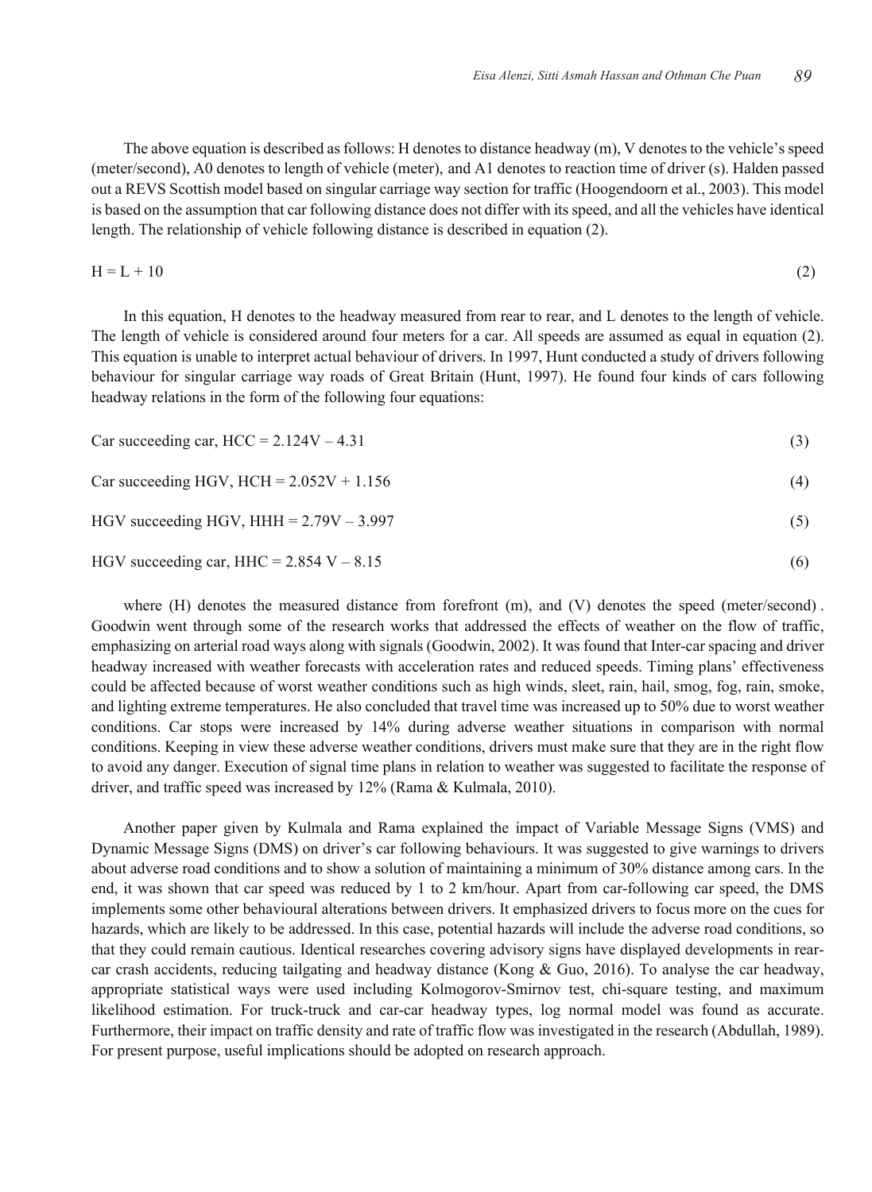The above equation is described as follows: H denotes to distance headway (m), V denotes to the vehicle's speed (meter/second), A0 denotes to length of vehicle (meter), and A1 denotes to reaction time of driver (s). Halden passed out a REVS Scottish model based on singular carriage way section for traffic (Hoogendoorn et al., 2003). This model is based on the assumption that car following distance does not differ with its speed, and all the vehicles have identical length. The relationship of vehicle following distance is described in equation (2).

$$H = L + 10 \tag{2}$$

In this equation, H denotes to the headway measured from rear to rear, and L denotes to the length of vehicle. The length of vehicle is considered around four meters for a car. All speeds are assumed as equal in equation (2). This equation is unable to interpret actual behaviour of drivers. In 1997, Hunt conducted a study of drivers following behaviour for singular carriage way roads of Great Britain (Hunt, 1997). He found four kinds of cars following headway relations in the form of the following four equations:

Car succeeding car, $HCC = 2.124V - 4.31$ (3)

Car succeeding HGV, $HCH = 2.052V + 1.156$ (4)

HGV succeeding HGV, $HHH = 2.79V - 3.997$ (5)

HGV succeeding car, $HHC = 2.854\ V - 8.15$ (6)

where (H) denotes the measured distance from forefront (m), and (V) denotes the speed (meter/second) . Goodwin went through some of the research works that addressed the effects of weather on the flow of traffic, emphasizing on arterial road ways along with signals (Goodwin, 2002). It was found that Inter-car spacing and driver headway increased with weather forecasts with acceleration rates and reduced speeds. Timing plans' effectiveness could be affected because of worst weather conditions such as high winds, sleet, rain, hail, smog, fog, rain, smoke, and lighting extreme temperatures. He also concluded that travel time was increased up to 50% due to worst weather conditions. Car stops were increased by 14% during adverse weather situations in comparison with normal conditions. Keeping in view these adverse weather conditions, drivers must make sure that they are in the right flow to avoid any danger. Execution of signal time plans in relation to weather was suggested to facilitate the response of driver, and traffic speed was increased by 12% (Rama & Kulmala, 2010).

Another paper given by Kulmala and Rama explained the impact of Variable Message Signs (VMS) and Dynamic Message Signs (DMS) on driver's car following behaviours. It was suggested to give warnings to drivers about adverse road conditions and to show a solution of maintaining a minimum of 30% distance among cars. In the end, it was shown that car speed was reduced by 1 to 2 km/hour. Apart from car-following car speed, the DMS implements some other behavioural alterations between drivers. It emphasized drivers to focus more on the cues for hazards, which are likely to be addressed. In this case, potential hazards will include the adverse road conditions, so that they could remain cautious. Identical researches covering advisory signs have displayed developments in rear-car crash accidents, reducing tailgating and headway distance (Kong & Guo, 2016). To analyse the car headway, appropriate statistical ways were used including Kolmogorov-Smirnov test, chi-square testing, and maximum likelihood estimation. For truck-truck and car-car headway types, log normal model was found as accurate. Furthermore, their impact on traffic density and rate of traffic flow was investigated in the research (Abdullah, 1989). For present purpose, useful implications should be adopted on research approach.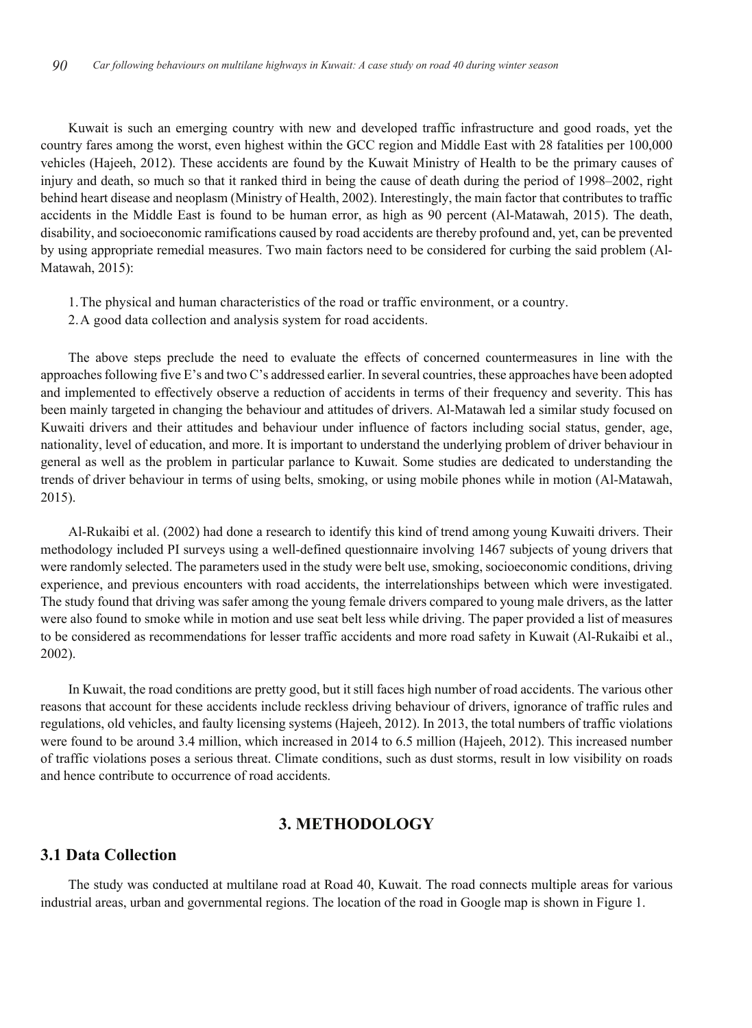Kuwait is such an emerging country with new and developed traffic infrastructure and good roads, yet the country fares among the worst, even highest within the GCC region and Middle East with 28 fatalities per 100,000 vehicles (Hajeeh, 2012). These accidents are found by the Kuwait Ministry of Health to be the primary causes of injury and death, so much so that it ranked third in being the cause of death during the period of 1998–2002, right behind heart disease and neoplasm (Ministry of Health, 2002). Interestingly, the main factor that contributes to traffic accidents in the Middle East is found to be human error, as high as 90 percent (Al-Matawah, 2015). The death, disability, and socioeconomic ramifications caused by road accidents are thereby profound and, yet, can be prevented by using appropriate remedial measures. Two main factors need to be considered for curbing the said problem (Al-Matawah, 2015):

1. The physical and human characteristics of the road or traffic environment, or a country.
2. A good data collection and analysis system for road accidents.

The above steps preclude the need to evaluate the effects of concerned countermeasures in line with the approaches following five E's and two C's addressed earlier. In several countries, these approaches have been adopted and implemented to effectively observe a reduction of accidents in terms of their frequency and severity. This has been mainly targeted in changing the behaviour and attitudes of drivers. Al-Matawah led a similar study focused on Kuwaiti drivers and their attitudes and behaviour under influence of factors including social status, gender, age, nationality, level of education, and more. It is important to understand the underlying problem of driver behaviour in general as well as the problem in particular parlance to Kuwait. Some studies are dedicated to understanding the trends of driver behaviour in terms of using belts, smoking, or using mobile phones while in motion (Al-Matawah, 2015).

Al-Rukaibi et al. (2002) had done a research to identify this kind of trend among young Kuwaiti drivers. Their methodology included PI surveys using a well-defined questionnaire involving 1467 subjects of young drivers that were randomly selected. The parameters used in the study were belt use, smoking, socioeconomic conditions, driving experience, and previous encounters with road accidents, the interrelationships between which were investigated. The study found that driving was safer among the young female drivers compared to young male drivers, as the latter were also found to smoke while in motion and use seat belt less while driving. The paper provided a list of measures to be considered as recommendations for lesser traffic accidents and more road safety in Kuwait (Al-Rukaibi et al., 2002).

In Kuwait, the road conditions are pretty good, but it still faces high number of road accidents. The various other reasons that account for these accidents include reckless driving behaviour of drivers, ignorance of traffic rules and regulations, old vehicles, and faulty licensing systems (Hajeeh, 2012). In 2013, the total numbers of traffic violations were found to be around 3.4 million, which increased in 2014 to 6.5 million (Hajeeh, 2012). This increased number of traffic violations poses a serious threat. Climate conditions, such as dust storms, result in low visibility on roads and hence contribute to occurrence of road accidents.

## 3. METHODOLOGY

### 3.1 Data Collection

The study was conducted at multilane road at Road 40, Kuwait. The road connects multiple areas for various industrial areas, urban and governmental regions. The location of the road in Google map is shown in Figure 1.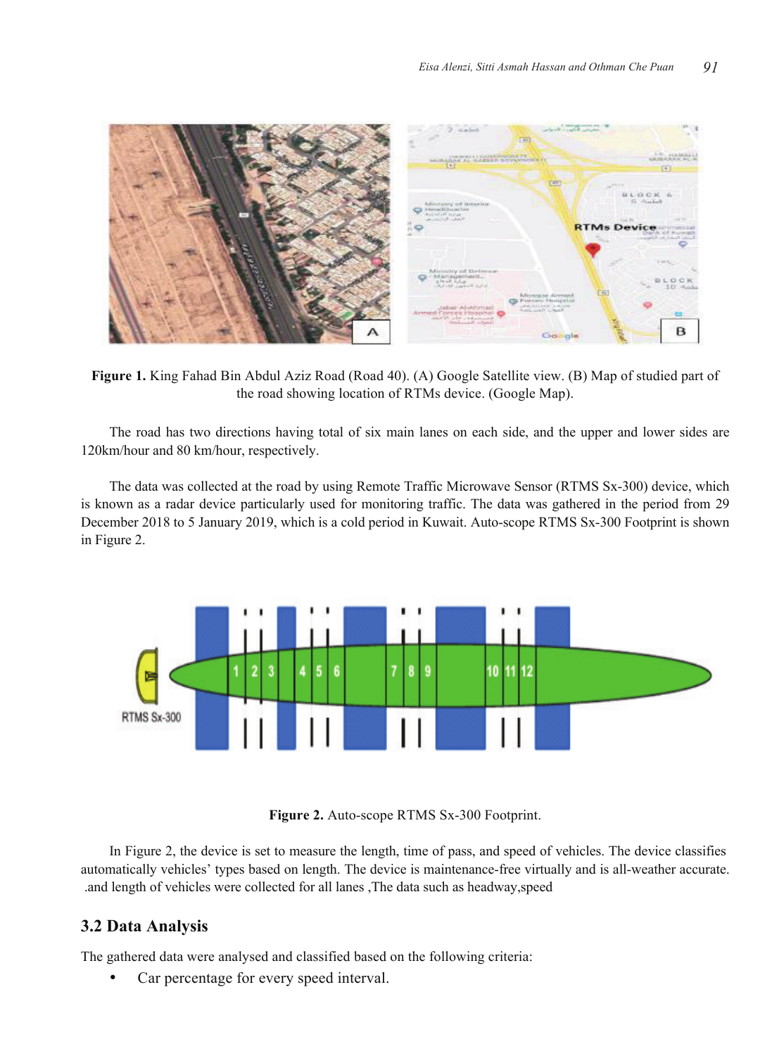**Figure 1.** King Fahad Bin Abdul Aziz Road (Road 40). (A) Google Satellite view. (B) Map of studied part of the road showing location of RTMs device. (Google Map).

The road has two directions having total of six main lanes on each side, and the upper and lower sides are 120km/hour and 80 km/hour, respectively.

The data was collected at the road by using Remote Traffic Microwave Sensor (RTMS Sx-300) device, which is known as a radar device particularly used for monitoring traffic. The data was gathered in the period from 29 December 2018 to 5 January 2019, which is a cold period in Kuwait. Auto-scope RTMS Sx-300 Footprint is shown in Figure 2.

**Figure 2.** Auto-scope RTMS Sx-300 Footprint.

In Figure 2, the device is set to measure the length, time of pass, and speed of vehicles. The device classifies automatically vehicles' types based on length. The device is maintenance-free virtually and is all-weather accurate. .and length of vehicles were collected for all lanes ,The data such as headway,speed

## 3.2 Data Analysis

The gathered data were analysed and classified based on the following criteria:

- Car percentage for every speed interval.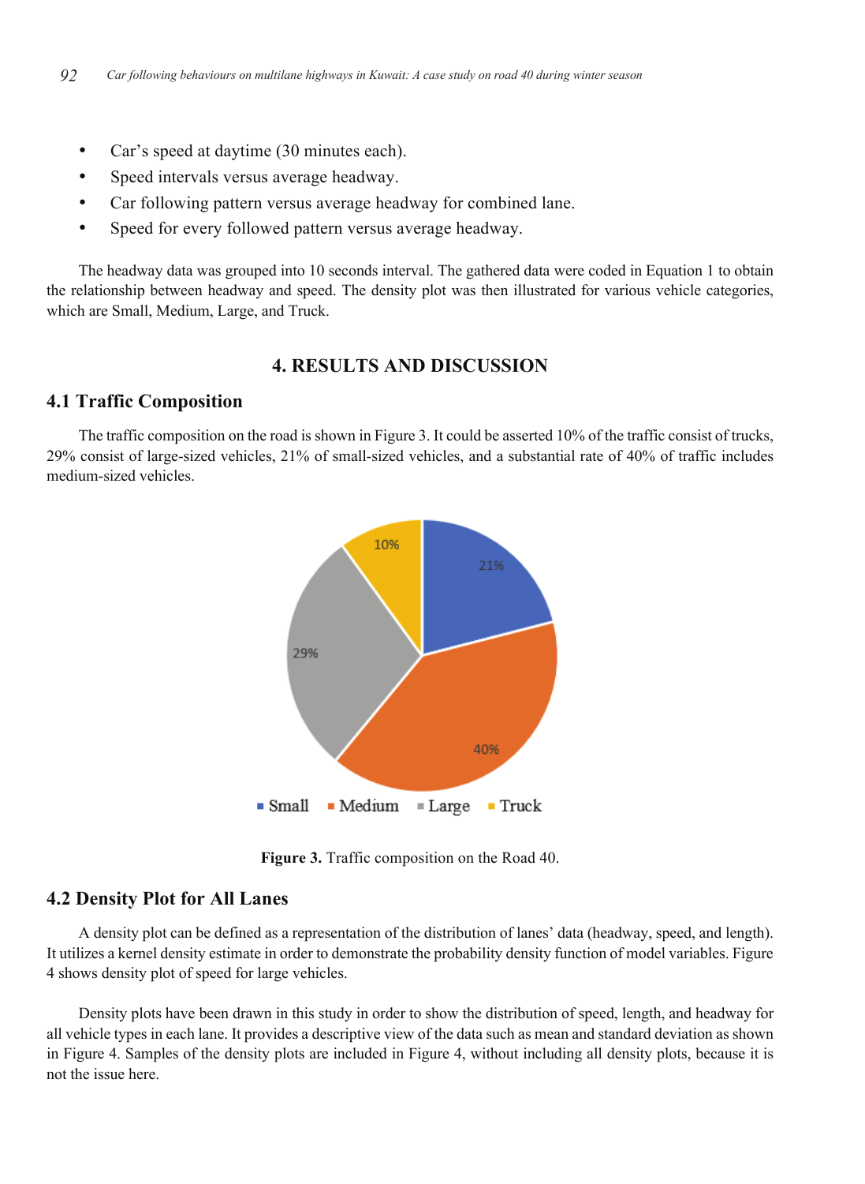- Car's speed at daytime (30 minutes each).
- Speed intervals versus average headway.
- Car following pattern versus average headway for combined lane.
- Speed for every followed pattern versus average headway.

The headway data was grouped into 10 seconds interval. The gathered data were coded in Equation 1 to obtain the relationship between headway and speed. The density plot was then illustrated for various vehicle categories, which are Small, Medium, Large, and Truck.

# 4. RESULTS AND DISCUSSION

## 4.1 Traffic Composition

The traffic composition on the road is shown in Figure 3. It could be asserted 10% of the traffic consist of trucks, 29% consist of large-sized vehicles, 21% of small-sized vehicles, and a substantial rate of 40% of traffic includes medium-sized vehicles.

**Figure 3.** Traffic composition on the Road 40.

## 4.2 Density Plot for All Lanes

A density plot can be defined as a representation of the distribution of lanes' data (headway, speed, and length). It utilizes a kernel density estimate in order to demonstrate the probability density function of model variables. Figure 4 shows density plot of speed for large vehicles.

Density plots have been drawn in this study in order to show the distribution of speed, length, and headway for all vehicle types in each lane. It provides a descriptive view of the data such as mean and standard deviation as shown in Figure 4. Samples of the density plots are included in Figure 4, without including all density plots, because it is not the issue here.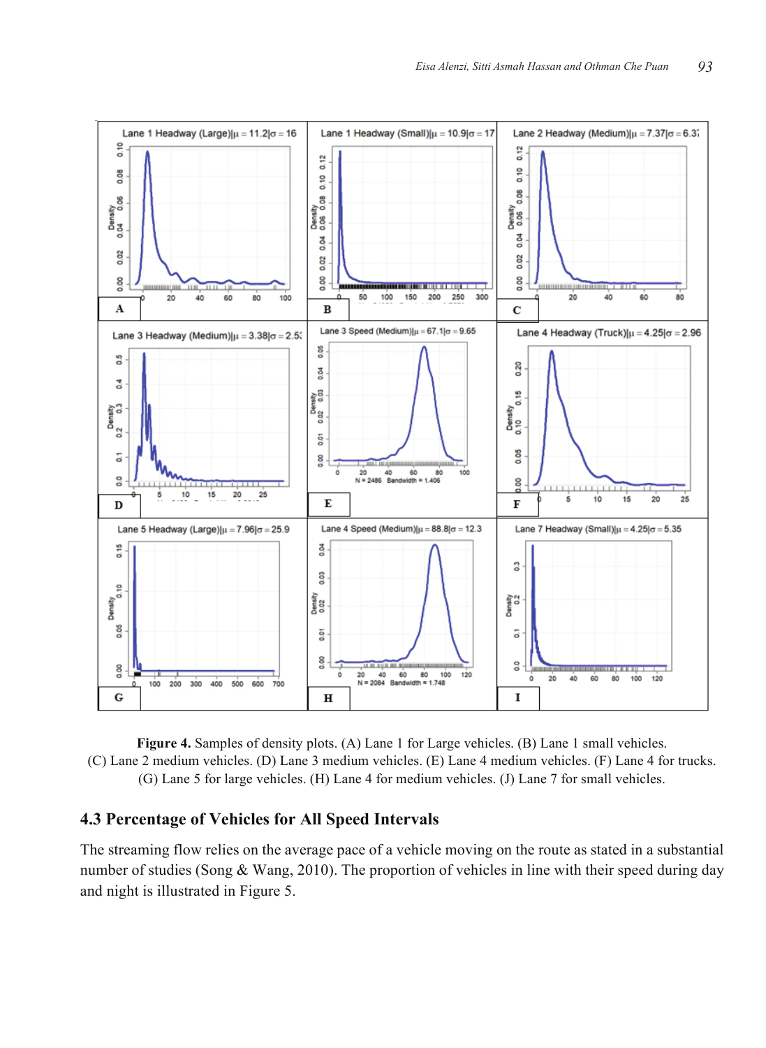**Figure 4.** Samples of density plots. (A) Lane 1 for Large vehicles. (B) Lane 1 small vehicles. (C) Lane 2 medium vehicles. (D) Lane 3 medium vehicles. (E) Lane 4 medium vehicles. (F) Lane 4 for trucks. (G) Lane 5 for large vehicles. (H) Lane 4 for medium vehicles. (J) Lane 7 for small vehicles.

### 4.3 Percentage of Vehicles for All Speed Intervals

The streaming flow relies on the average pace of a vehicle moving on the route as stated in a substantial number of studies (Song & Wang, 2010). The proportion of vehicles in line with their speed during day and night is illustrated in Figure 5.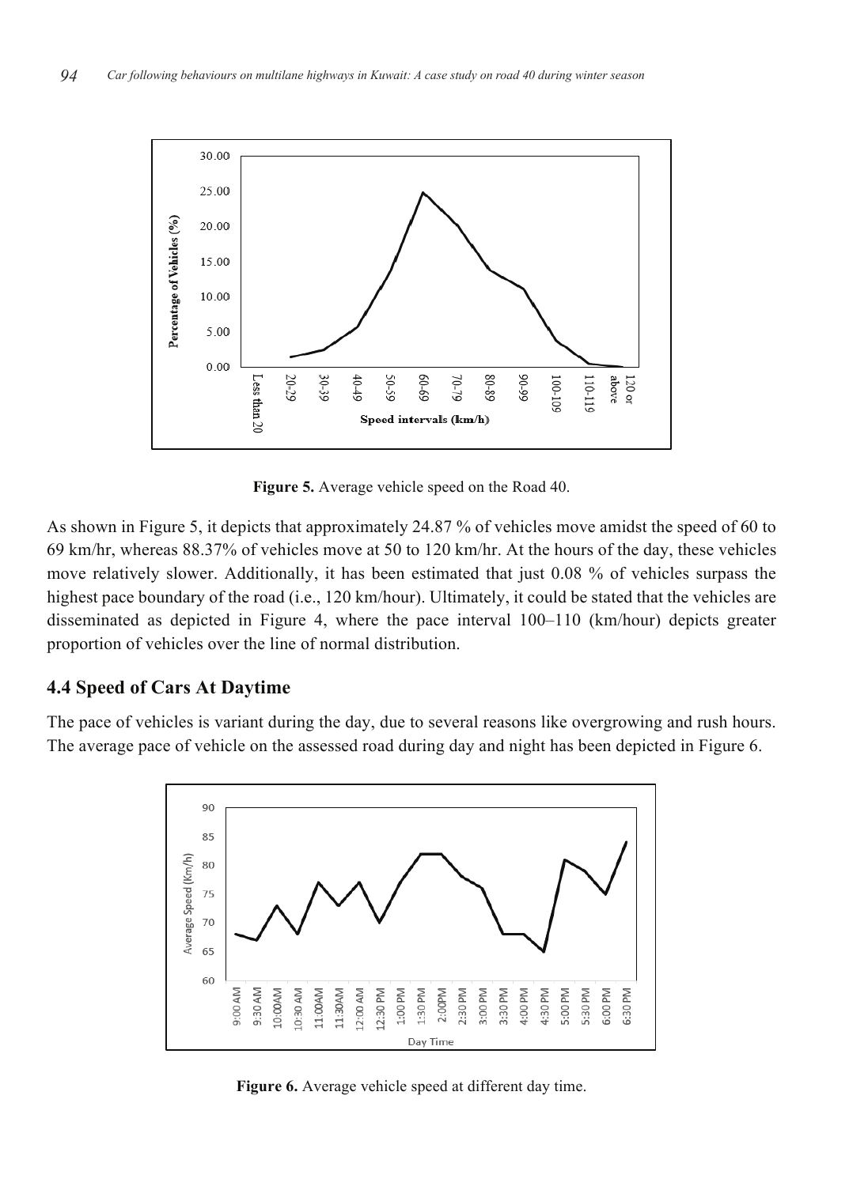**Figure 5.** Average vehicle speed on the Road 40.

As shown in Figure 5, it depicts that approximately 24.87 % of vehicles move amidst the speed of 60 to 69 km/hr, whereas 88.37% of vehicles move at 50 to 120 km/hr. At the hours of the day, these vehicles move relatively slower. Additionally, it has been estimated that just 0.08 % of vehicles surpass the highest pace boundary of the road (i.e., 120 km/hour). Ultimately, it could be stated that the vehicles are disseminated as depicted in Figure 4, where the pace interval 100–110 (km/hour) depicts greater proportion of vehicles over the line of normal distribution.

### 4.4 Speed of Cars At Daytime

The pace of vehicles is variant during the day, due to several reasons like overgrowing and rush hours. The average pace of vehicle on the assessed road during day and night has been depicted in Figure 6.

**Figure 6.** Average vehicle speed at different day time.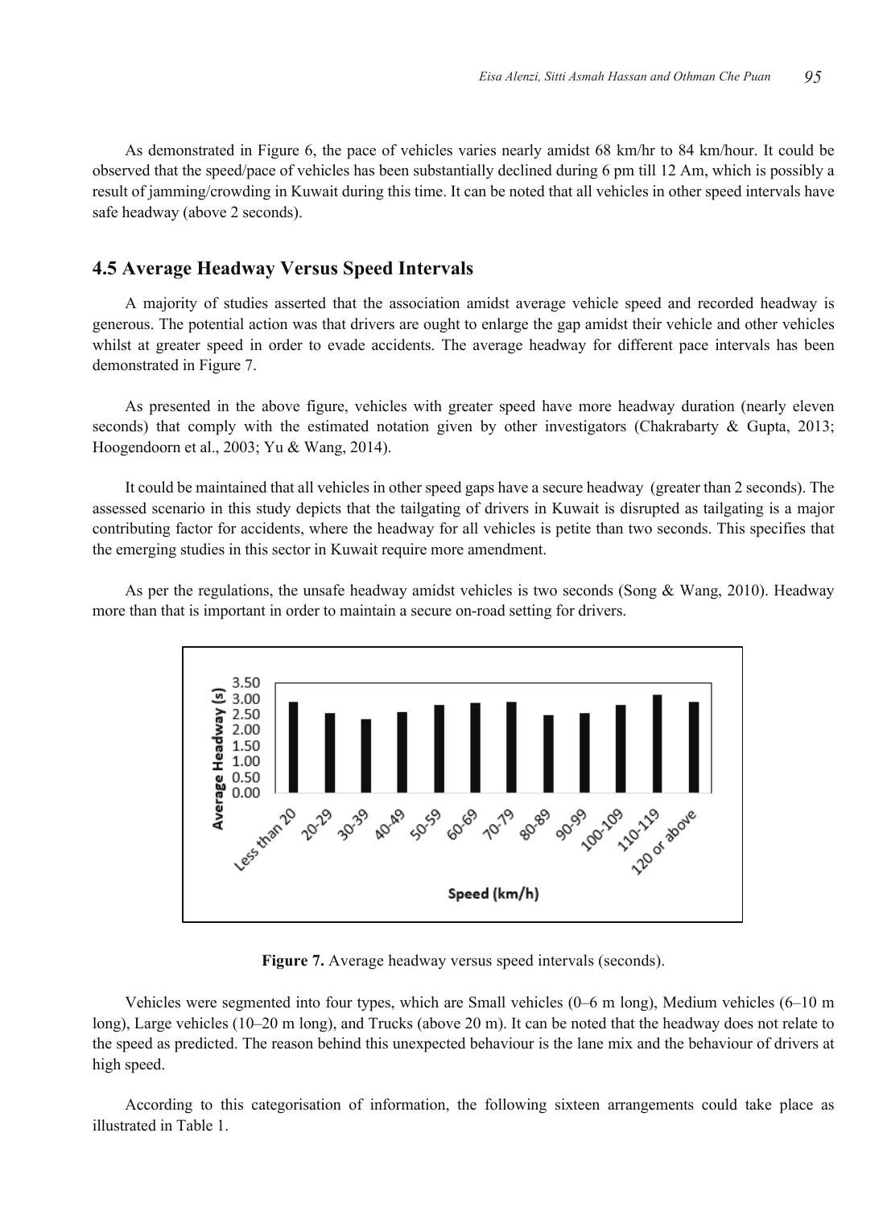As demonstrated in Figure 6, the pace of vehicles varies nearly amidst 68 km/hr to 84 km/hour. It could be observed that the speed/pace of vehicles has been substantially declined during 6 pm till 12 Am, which is possibly a result of jamming/crowding in Kuwait during this time. It can be noted that all vehicles in other speed intervals have safe headway (above 2 seconds).

## 4.5 Average Headway Versus Speed Intervals

A majority of studies asserted that the association amidst average vehicle speed and recorded headway is generous. The potential action was that drivers are ought to enlarge the gap amidst their vehicle and other vehicles whilst at greater speed in order to evade accidents. The average headway for different pace intervals has been demonstrated in Figure 7.

As presented in the above figure, vehicles with greater speed have more headway duration (nearly eleven seconds) that comply with the estimated notation given by other investigators (Chakrabarty & Gupta, 2013; Hoogendoorn et al., 2003; Yu & Wang, 2014).

It could be maintained that all vehicles in other speed gaps have a secure headway (greater than 2 seconds). The assessed scenario in this study depicts that the tailgating of drivers in Kuwait is disrupted as tailgating is a major contributing factor for accidents, where the headway for all vehicles is petite than two seconds. This specifies that the emerging studies in this sector in Kuwait require more amendment.

As per the regulations, the unsafe headway amidst vehicles is two seconds (Song & Wang, 2010). Headway more than that is important in order to maintain a secure on-road setting for drivers.

**Figure 7.** Average headway versus speed intervals (seconds).

Vehicles were segmented into four types, which are Small vehicles (0–6 m long), Medium vehicles (6–10 m long), Large vehicles (10–20 m long), and Trucks (above 20 m). It can be noted that the headway does not relate to the speed as predicted. The reason behind this unexpected behaviour is the lane mix and the behaviour of drivers at high speed.

According to this categorisation of information, the following sixteen arrangements could take place as illustrated in Table 1.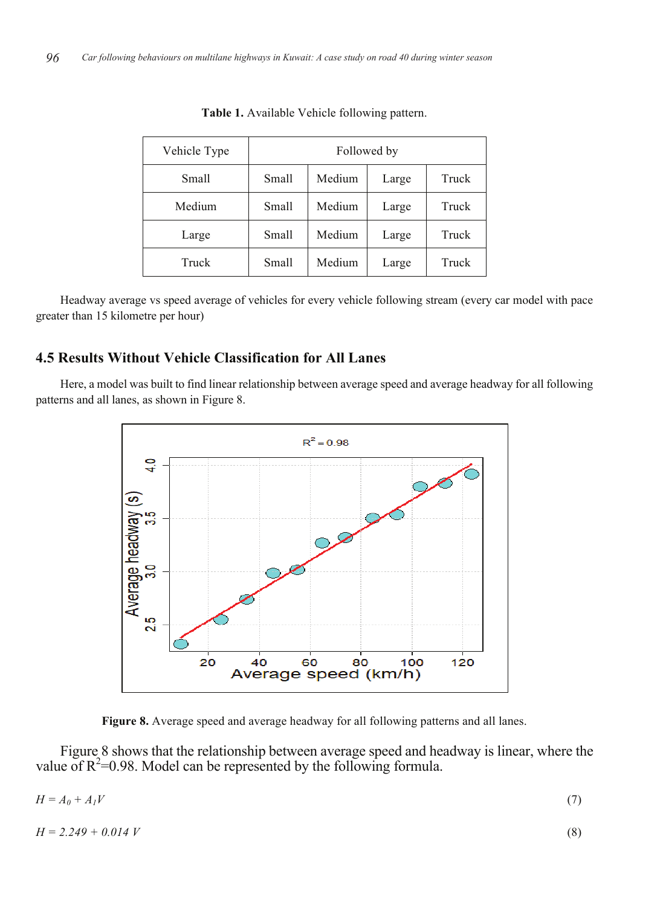**Table 1.** Available Vehicle following pattern.

| Vehicle Type | Followed by | | | |
|---|---|---|---|---|
| Small | Small | Medium | Large | Truck |
| Medium | Small | Medium | Large | Truck |
| Large | Small | Medium | Large | Truck |
| Truck | Small | Medium | Large | Truck |

Headway average vs speed average of vehicles for every vehicle following stream (every car model with pace greater than 15 kilometre per hour)

## 4.5 Results Without Vehicle Classification for All Lanes

Here, a model was built to find linear relationship between average speed and average headway for all following patterns and all lanes, as shown in Figure 8.

**Figure 8.** Average speed and average headway for all following patterns and all lanes.

Figure 8 shows that the relationship between average speed and headway is linear, where the value of $R^2$=0.98. Model can be represented by the following formula.

$$H = A_0 + A_1 V \tag{7}$$

$$H = 2.249 + 0.014\, V \tag{8}$$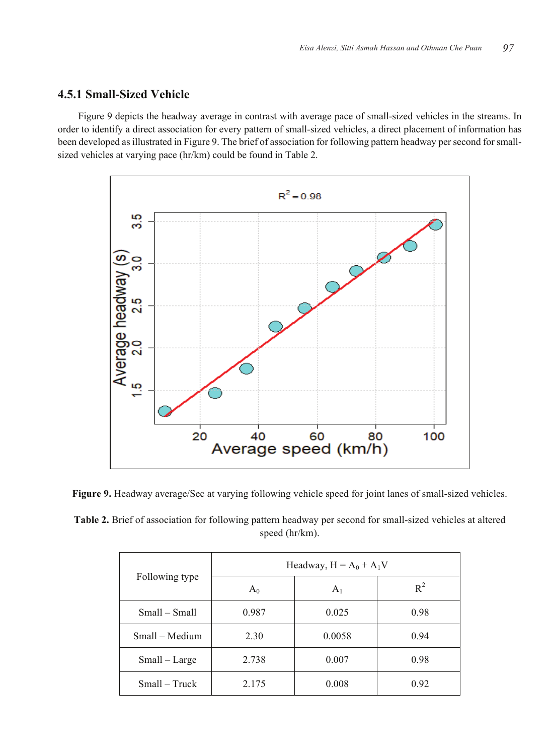### 4.5.1 Small-Sized Vehicle

Figure 9 depicts the headway average in contrast with average pace of small-sized vehicles in the streams. In order to identify a direct association for every pattern of small-sized vehicles, a direct placement of information has been developed as illustrated in Figure 9. The brief of association for following pattern headway per second for small-sized vehicles at varying pace (hr/km) could be found in Table 2.

**Figure 9.** Headway average/Sec at varying following vehicle speed for joint lanes of small-sized vehicles.

**Table 2.** Brief of association for following pattern headway per second for small-sized vehicles at altered speed (hr/km).

| Following type | Headway, $H = A_0 + A_1V$ | | |
|---|---|---|---|
| | $A_0$ | $A_1$ | $R^2$ |
| Small – Small | 0.987 | 0.025 | 0.98 |
| Small – Medium | 2.30 | 0.0058 | 0.94 |
| Small – Large | 2.738 | 0.007 | 0.98 |
| Small – Truck | 2.175 | 0.008 | 0.92 |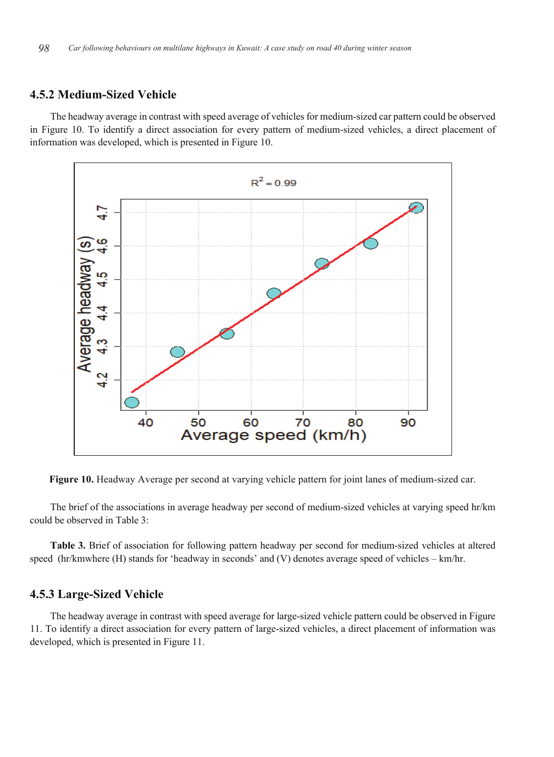### 4.5.2 Medium-Sized Vehicle

The headway average in contrast with speed average of vehicles for medium-sized car pattern could be observed in Figure 10. To identify a direct association for every pattern of medium-sized vehicles, a direct placement of information was developed, which is presented in Figure 10.

**Figure 10.** Headway Average per second at varying vehicle pattern for joint lanes of medium-sized car.

The brief of the associations in average headway per second of medium-sized vehicles at varying speed hr/km could be observed in Table 3:

**Table 3.** Brief of association for following pattern headway per second for medium-sized vehicles at altered speed (hr/kmwhere (H) stands for 'headway in seconds' and (V) denotes average speed of vehicles – km/hr.

### 4.5.3 Large-Sized Vehicle

The headway average in contrast with speed average for large-sized vehicle pattern could be observed in Figure 11. To identify a direct association for every pattern of large-sized vehicles, a direct placement of information was developed, which is presented in Figure 11.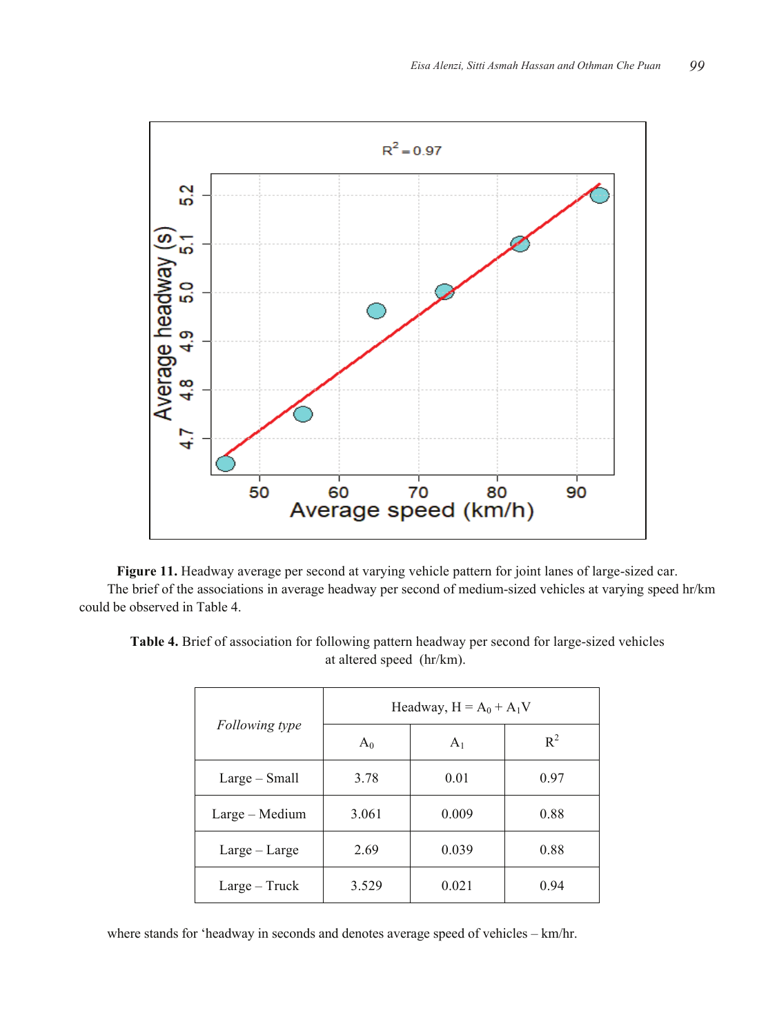**Figure 11.** Headway average per second at varying vehicle pattern for joint lanes of large-sized car.

The brief of the associations in average headway per second of medium-sized vehicles at varying speed hr/km could be observed in Table 4.

**Table 4.** Brief of association for following pattern headway per second for large-sized vehicles at altered speed (hr/km).

| *Following type* | Headway, $H = A_0 + A_1V$ | | |
|---|---|---|---|
| | $A_0$ | $A_1$ | $R^2$ |
| Large – Small | 3.78 | 0.01 | 0.97 |
| Large – Medium | 3.061 | 0.009 | 0.88 |
| Large – Large | 2.69 | 0.039 | 0.88 |
| Large – Truck | 3.529 | 0.021 | 0.94 |

where stands for 'headway in seconds and denotes average speed of vehicles – km/hr.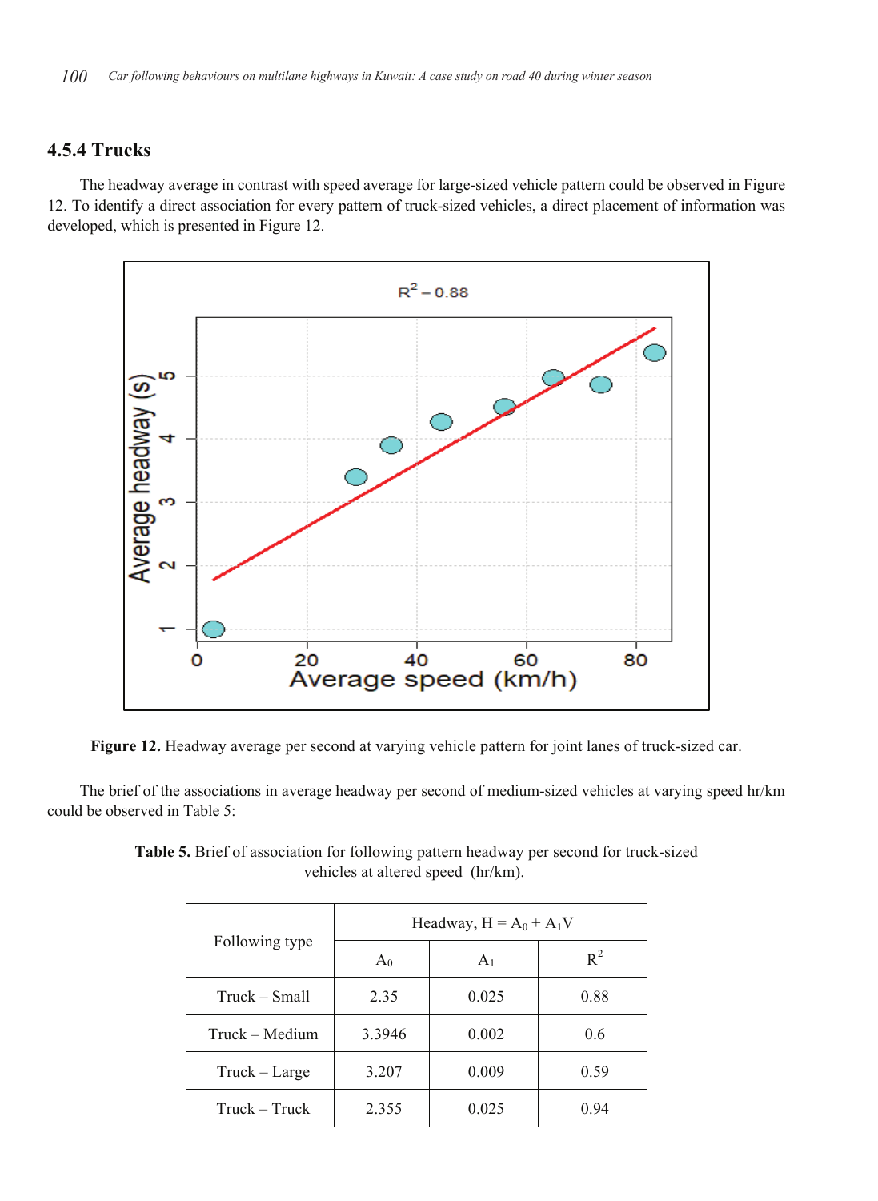### 4.5.4 Trucks

The headway average in contrast with speed average for large-sized vehicle pattern could be observed in Figure 12. To identify a direct association for every pattern of truck-sized vehicles, a direct placement of information was developed, which is presented in Figure 12.

**Figure 12.** Headway average per second at varying vehicle pattern for joint lanes of truck-sized car.

The brief of the associations in average headway per second of medium-sized vehicles at varying speed hr/km could be observed in Table 5:

**Table 5.** Brief of association for following pattern headway per second for truck-sized vehicles at altered speed (hr/km).

| Following type | Headway, $H = A_0 + A_1V$ | | |
|---|---|---|---|
| | $A_0$ | $A_1$ | $R^2$ |
| Truck – Small | 2.35 | 0.025 | 0.88 |
| Truck – Medium | 3.3946 | 0.002 | 0.6 |
| Truck – Large | 3.207 | 0.009 | 0.59 |
| Truck – Truck | 2.355 | 0.025 | 0.94 |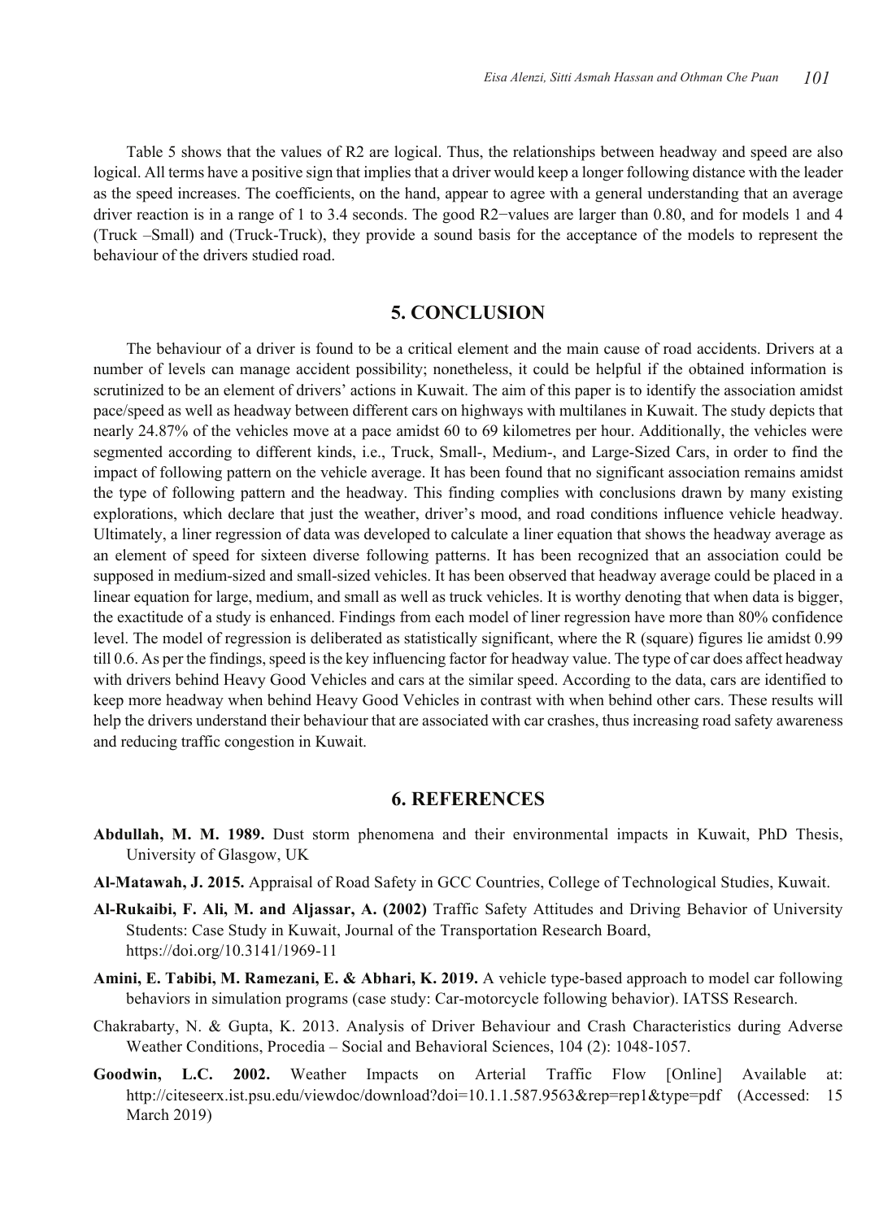Table 5 shows that the values of R2 are logical. Thus, the relationships between headway and speed are also logical. All terms have a positive sign that implies that a driver would keep a longer following distance with the leader as the speed increases. The coefficients, on the hand, appear to agree with a general understanding that an average driver reaction is in a range of 1 to 3.4 seconds. The good R2−values are larger than 0.80, and for models 1 and 4 (Truck –Small) and (Truck-Truck), they provide a sound basis for the acceptance of the models to represent the behaviour of the drivers studied road.

## 5. CONCLUSION

The behaviour of a driver is found to be a critical element and the main cause of road accidents. Drivers at a number of levels can manage accident possibility; nonetheless, it could be helpful if the obtained information is scrutinized to be an element of drivers' actions in Kuwait. The aim of this paper is to identify the association amidst pace/speed as well as headway between different cars on highways with multilanes in Kuwait. The study depicts that nearly 24.87% of the vehicles move at a pace amidst 60 to 69 kilometres per hour. Additionally, the vehicles were segmented according to different kinds, i.e., Truck, Small-, Medium-, and Large-Sized Cars, in order to find the impact of following pattern on the vehicle average. It has been found that no significant association remains amidst the type of following pattern and the headway. This finding complies with conclusions drawn by many existing explorations, which declare that just the weather, driver's mood, and road conditions influence vehicle headway. Ultimately, a liner regression of data was developed to calculate a liner equation that shows the headway average as an element of speed for sixteen diverse following patterns. It has been recognized that an association could be supposed in medium-sized and small-sized vehicles. It has been observed that headway average could be placed in a linear equation for large, medium, and small as well as truck vehicles. It is worthy denoting that when data is bigger, the exactitude of a study is enhanced. Findings from each model of liner regression have more than 80% confidence level. The model of regression is deliberated as statistically significant, where the R (square) figures lie amidst 0.99 till 0.6. As per the findings, speed is the key influencing factor for headway value. The type of car does affect headway with drivers behind Heavy Good Vehicles and cars at the similar speed. According to the data, cars are identified to keep more headway when behind Heavy Good Vehicles in contrast with when behind other cars. These results will help the drivers understand their behaviour that are associated with car crashes, thus increasing road safety awareness and reducing traffic congestion in Kuwait.

## 6. REFERENCES

**Abdullah, M. M. 1989.** Dust storm phenomena and their environmental impacts in Kuwait, PhD Thesis, University of Glasgow, UK

**Al-Matawah, J. 2015.** Appraisal of Road Safety in GCC Countries, College of Technological Studies, Kuwait.

**Al-Rukaibi, F. Ali, M. and Aljassar, A. (2002)** Traffic Safety Attitudes and Driving Behavior of University Students: Case Study in Kuwait, Journal of the Transportation Research Board, https://doi.org/10.3141/1969-11

**Amini, E. Tabibi, M. Ramezani, E. & Abhari, K. 2019.** A vehicle type-based approach to model car following behaviors in simulation programs (case study: Car-motorcycle following behavior). IATSS Research.

Chakrabarty, N. & Gupta, K. 2013. Analysis of Driver Behaviour and Crash Characteristics during Adverse Weather Conditions, Procedia – Social and Behavioral Sciences, 104 (2): 1048-1057.

**Goodwin, L.C. 2002.** Weather Impacts on Arterial Traffic Flow [Online] Available at: http://citeseerx.ist.psu.edu/viewdoc/download?doi=10.1.1.587.9563&rep=rep1&type=pdf (Accessed: 15 March 2019)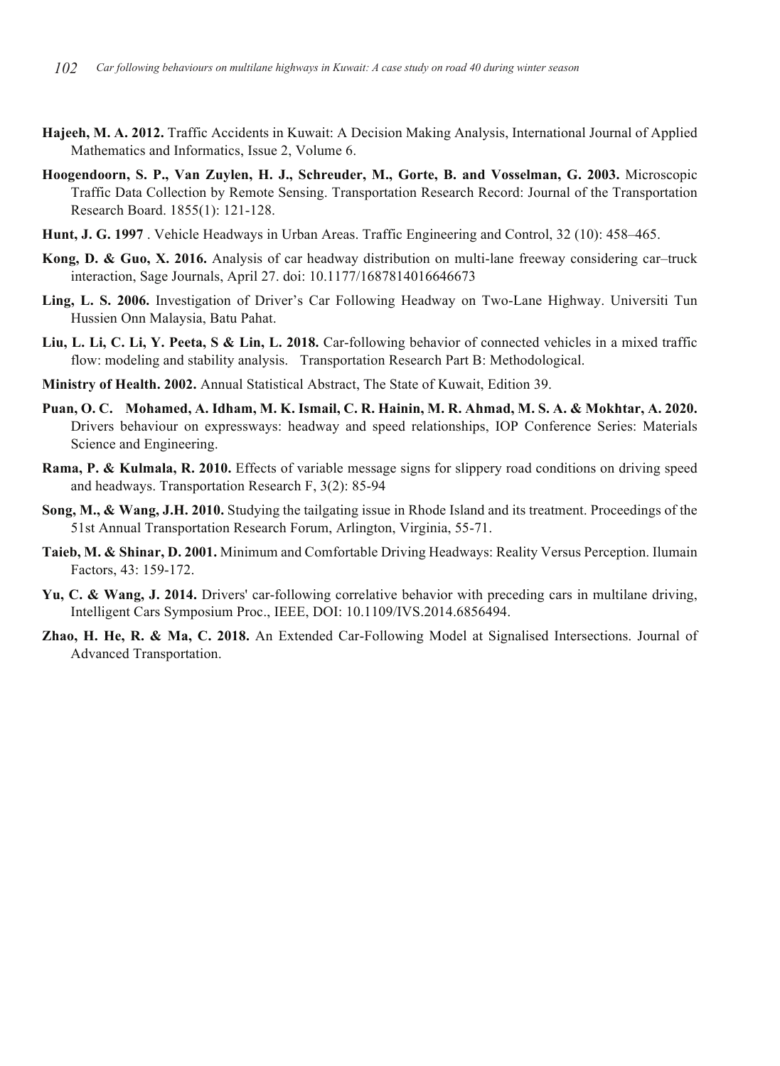**Hajeeh, M. A. 2012.** Traffic Accidents in Kuwait: A Decision Making Analysis, International Journal of Applied Mathematics and Informatics, Issue 2, Volume 6.

**Hoogendoorn, S. P., Van Zuylen, H. J., Schreuder, M., Gorte, B. and Vosselman, G. 2003.** Microscopic Traffic Data Collection by Remote Sensing. Transportation Research Record: Journal of the Transportation Research Board. 1855(1): 121-128.

**Hunt, J. G. 1997** . Vehicle Headways in Urban Areas. Traffic Engineering and Control, 32 (10): 458–465.

**Kong, D. & Guo, X. 2016.** Analysis of car headway distribution on multi-lane freeway considering car–truck interaction, Sage Journals, April 27. doi: 10.1177/1687814016646673

**Ling, L. S. 2006.** Investigation of Driver's Car Following Headway on Two-Lane Highway. Universiti Tun Hussien Onn Malaysia, Batu Pahat.

**Liu, L. Li, C. Li, Y. Peeta, S & Lin, L. 2018.** Car-following behavior of connected vehicles in a mixed traffic flow: modeling and stability analysis. Transportation Research Part B: Methodological.

**Ministry of Health. 2002.** Annual Statistical Abstract, The State of Kuwait, Edition 39.

**Puan, O. C. Mohamed, A. Idham, M. K. Ismail, C. R. Hainin, M. R. Ahmad, M. S. A. & Mokhtar, A. 2020.** Drivers behaviour on expressways: headway and speed relationships, IOP Conference Series: Materials Science and Engineering.

**Rama, P. & Kulmala, R. 2010.** Effects of variable message signs for slippery road conditions on driving speed and headways. Transportation Research F, 3(2): 85-94

**Song, M., & Wang, J.H. 2010.** Studying the tailgating issue in Rhode Island and its treatment. Proceedings of the 51st Annual Transportation Research Forum, Arlington, Virginia, 55-71.

**Taieb, M. & Shinar, D. 2001.** Minimum and Comfortable Driving Headways: Reality Versus Perception. Ilumain Factors, 43: 159-172.

**Yu, C. & Wang, J. 2014.** Drivers' car-following correlative behavior with preceding cars in multilane driving, Intelligent Cars Symposium Proc., IEEE, DOI: 10.1109/IVS.2014.6856494.

**Zhao, H. He, R. & Ma, C. 2018.** An Extended Car-Following Model at Signalised Intersections. Journal of Advanced Transportation.